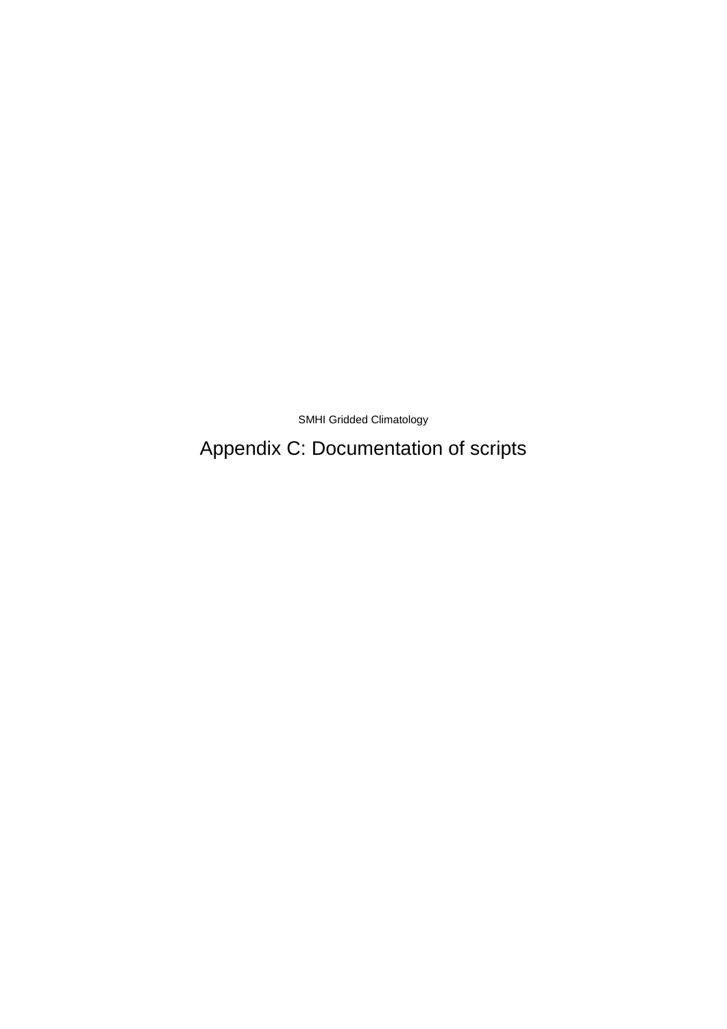SMHI Gridded Climatology

# Appendix C: Documentation of scripts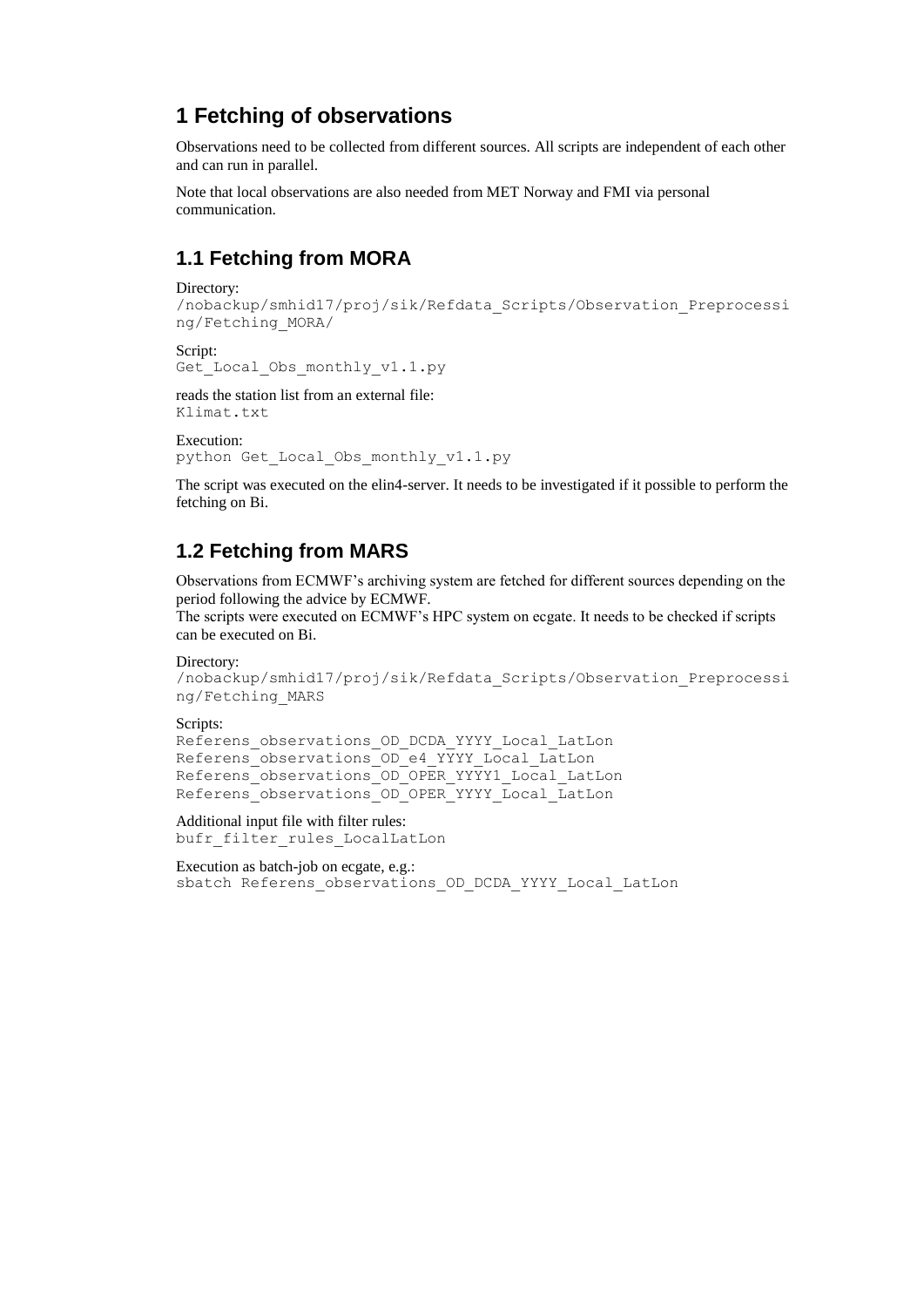# 1 Fetching of observations

Observations need to be collected from different sources. All scripts are independent of each other and can run in parallel.

Note that local observations are also needed from MET Norway and FMI via personal communication.

## 1.1 Fetching from MORA

Directory:
```
/nobackup/smhid17/proj/sik/Refdata_Scripts/Observation_Preprocessing/Fetching_MORA/
```

Script:
```
Get_Local_Obs_monthly_v1.1.py
```

reads the station list from an external file:
```
Klimat.txt
```

Execution:
```
python Get_Local_Obs_monthly_v1.1.py
```

The script was executed on the elin4-server. It needs to be investigated if it possible to perform the fetching on Bi.

## 1.2 Fetching from MARS

Observations from ECMWF's archiving system are fetched for different sources depending on the period following the advice by ECMWF.
The scripts were executed on ECMWF's HPC system on ecgate. It needs to be checked if scripts can be executed on Bi.

Directory:
```
/nobackup/smhid17/proj/sik/Refdata_Scripts/Observation_Preprocessing/Fetching_MARS
```

Scripts:
```
Referens_observations_OD_DCDA_YYYY_Local_LatLon
Referens_observations_OD_e4_YYYY_Local_LatLon
Referens_observations_OD_OPER_YYYY1_Local_LatLon
Referens_observations_OD_OPER_YYYY_Local_LatLon
```

Additional input file with filter rules:
```
bufr_filter_rules_LocalLatLon
```

Execution as batch-job on ecgate, e.g.:
```
sbatch Referens_observations_OD_DCDA_YYYY_Local_LatLon
```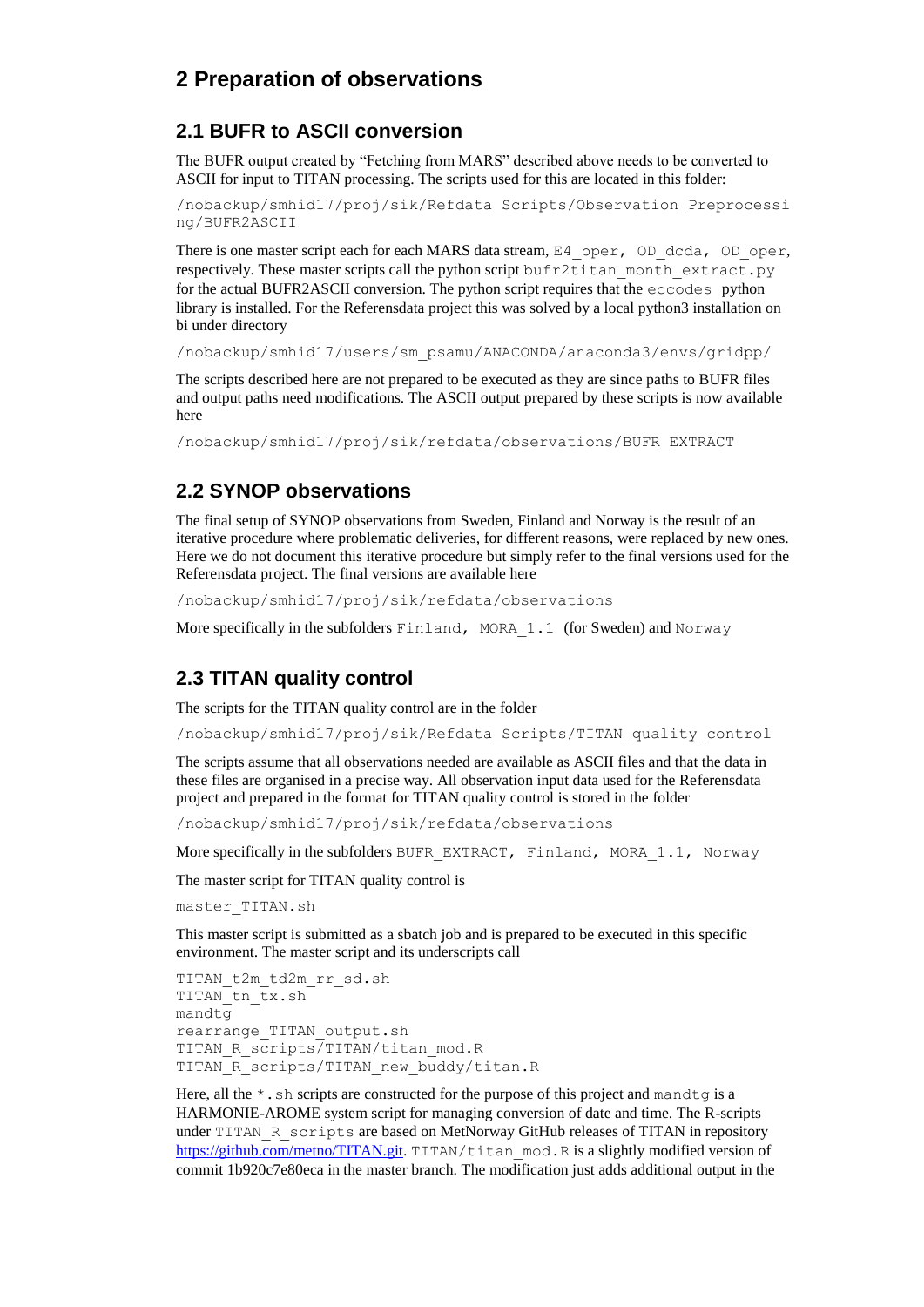# 2 Preparation of observations

## 2.1 BUFR to ASCII conversion

The BUFR output created by "Fetching from MARS" described above needs to be converted to ASCII for input to TITAN processing. The scripts used for this are located in this folder:

```
/nobackup/smhid17/proj/sik/Refdata_Scripts/Observation_Preprocessing/BUFR2ASCII
```

There is one master script each for each MARS data stream, `E4_oper`, `OD_dcda`, `OD_oper`, respectively. These master scripts call the python script `bufr2titan_month_extract.py` for the actual BUFR2ASCII conversion. The python script requires that the `eccodes` python library is installed. For the Referensdata project this was solved by a local python3 installation on bi under directory

```
/nobackup/smhid17/users/sm_psamu/ANACONDA/anaconda3/envs/gridpp/
```

The scripts described here are not prepared to be executed as they are since paths to BUFR files and output paths need modifications. The ASCII output prepared by these scripts is now available here

```
/nobackup/smhid17/proj/sik/refdata/observations/BUFR_EXTRACT
```

## 2.2 SYNOP observations

The final setup of SYNOP observations from Sweden, Finland and Norway is the result of an iterative procedure where problematic deliveries, for different reasons, were replaced by new ones. Here we do not document this iterative procedure but simply refer to the final versions used for the Referensdata project. The final versions are available here

```
/nobackup/smhid17/proj/sik/refdata/observations
```

More specifically in the subfolders `Finland`, `MORA_1.1` (for Sweden) and `Norway`

## 2.3 TITAN quality control

The scripts for the TITAN quality control are in the folder

```
/nobackup/smhid17/proj/sik/Refdata_Scripts/TITAN_quality_control
```

The scripts assume that all observations needed are available as ASCII files and that the data in these files are organised in a precise way. All observation input data used for the Referensdata project and prepared in the format for TITAN quality control is stored in the folder

```
/nobackup/smhid17/proj/sik/refdata/observations
```

More specifically in the subfolders `BUFR_EXTRACT`, `Finland`, `MORA_1.1`, `Norway`

The master script for TITAN quality control is

```
master_TITAN.sh
```

This master script is submitted as a sbatch job and is prepared to be executed in this specific environment. The master script and its underscripts call

```
TITAN_t2m_td2m_rr_sd.sh
TITAN_tn_tx.sh
mandtg
rearrange_TITAN_output.sh
TITAN_R_scripts/TITAN/titan_mod.R
TITAN_R_scripts/TITAN_new_buddy/titan.R
```

Here, all the `*.sh` scripts are constructed for the purpose of this project and `mandtg` is a HARMONIE-AROME system script for managing conversion of date and time. The R-scripts under `TITAN_R_scripts` are based on MetNorway GitHub releases of TITAN in repository https://github.com/metno/TITAN.git. `TITAN/titan_mod.R` is a slightly modified version of commit 1b920c7e80eca in the master branch. The modification just adds additional output in the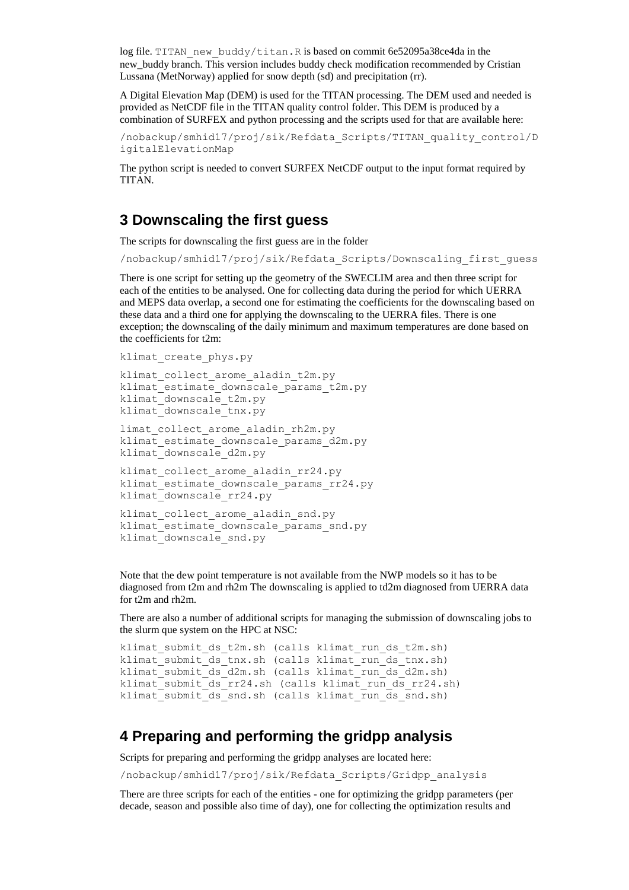log file. `TITAN_new_buddy/titan.R` is based on commit 6e52095a38ce4da in the new_buddy branch. This version includes buddy check modification recommended by Cristian Lussana (MetNorway) applied for snow depth (sd) and precipitation (rr).

A Digital Elevation Map (DEM) is used for the TITAN processing. The DEM used and needed is provided as NetCDF file in the TITAN quality control folder. This DEM is produced by a combination of SURFEX and python processing and the scripts used for that are available here:

```
/nobackup/smhid17/proj/sik/Refdata_Scripts/TITAN_quality_control/DigitalElevationMap
```

The python script is needed to convert SURFEX NetCDF output to the input format required by TITAN.

## 3 Downscaling the first guess

The scripts for downscaling the first guess are in the folder

```
/nobackup/smhid17/proj/sik/Refdata_Scripts/Downscaling_first_guess
```

There is one script for setting up the geometry of the SWECLIM area and then three script for each of the entities to be analysed. One for collecting data during the period for which UERRA and MEPS data overlap, a second one for estimating the coefficients for the downscaling based on these data and a third one for applying the downscaling to the UERRA files. There is one exception; the downscaling of the daily minimum and maximum temperatures are done based on the coefficients for t2m:

```
klimat_create_phys.py

klimat_collect_arome_aladin_t2m.py
klimat_estimate_downscale_params_t2m.py
klimat_downscale_t2m.py
klimat_downscale_tnx.py

limat_collect_arome_aladin_rh2m.py
klimat_estimate_downscale_params_d2m.py
klimat_downscale_d2m.py

klimat_collect_arome_aladin_rr24.py
klimat_estimate_downscale_params_rr24.py
klimat_downscale_rr24.py

klimat_collect_arome_aladin_snd.py
klimat_estimate_downscale_params_snd.py
klimat_downscale_snd.py
```

Note that the dew point temperature is not available from the NWP models so it has to be diagnosed from t2m and rh2m The downscaling is applied to td2m diagnosed from UERRA data for t2m and rh2m.

There are also a number of additional scripts for managing the submission of downscaling jobs to the slurm que system on the HPC at NSC:

```
klimat_submit_ds_t2m.sh (calls klimat_run_ds_t2m.sh)
klimat_submit_ds_tnx.sh (calls klimat_run_ds_tnx.sh)
klimat_submit_ds_d2m.sh (calls klimat_run_ds_d2m.sh)
klimat_submit_ds_rr24.sh (calls klimat_run_ds_rr24.sh)
klimat_submit_ds_snd.sh (calls klimat_run_ds_snd.sh)
```

## 4 Preparing and performing the gridpp analysis

Scripts for preparing and performing the gridpp analyses are located here:

```
/nobackup/smhid17/proj/sik/Refdata_Scripts/Gridpp_analysis
```

There are three scripts for each of the entities - one for optimizing the gridpp parameters (per decade, season and possible also time of day), one for collecting the optimization results and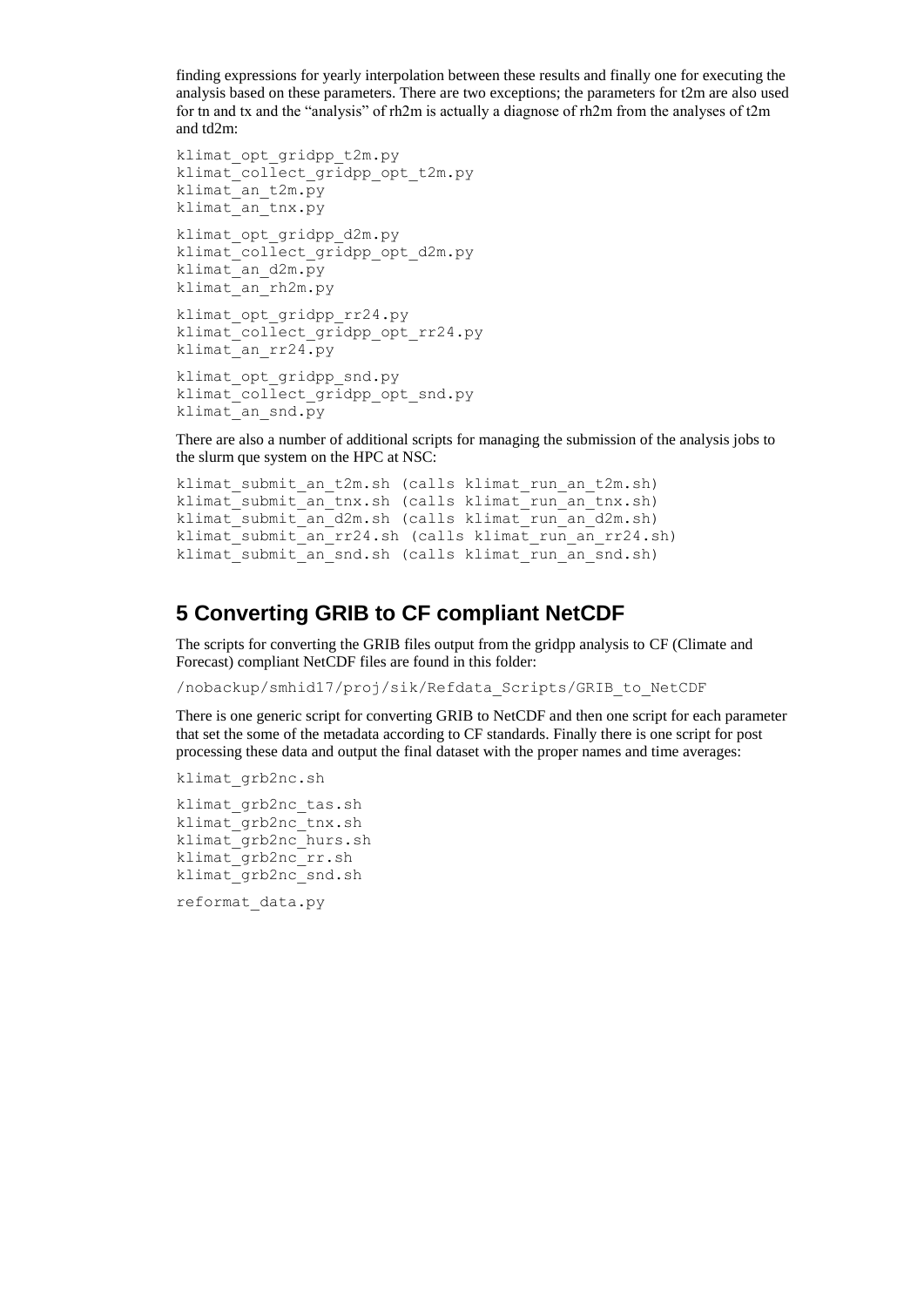finding expressions for yearly interpolation between these results and finally one for executing the analysis based on these parameters. There are two exceptions; the parameters for t2m are also used for tn and tx and the "analysis" of rh2m is actually a diagnose of rh2m from the analyses of t2m and td2m:

```
klimat_opt_gridpp_t2m.py
klimat_collect_gridpp_opt_t2m.py
klimat_an_t2m.py
klimat_an_tnx.py
```

```
klimat_opt_gridpp_d2m.py
klimat_collect_gridpp_opt_d2m.py
klimat_an_d2m.py
klimat_an_rh2m.py
```

```
klimat_opt_gridpp_rr24.py
klimat_collect_gridpp_opt_rr24.py
klimat_an_rr24.py
```

```
klimat_opt_gridpp_snd.py
klimat_collect_gridpp_opt_snd.py
klimat_an_snd.py
```

There are also a number of additional scripts for managing the submission of the analysis jobs to the slurm que system on the HPC at NSC:

```
klimat_submit_an_t2m.sh (calls klimat_run_an_t2m.sh)
klimat_submit_an_tnx.sh (calls klimat_run_an_tnx.sh)
klimat_submit_an_d2m.sh (calls klimat_run_an_d2m.sh)
klimat_submit_an_rr24.sh (calls klimat_run_an_rr24.sh)
klimat_submit_an_snd.sh (calls klimat_run_an_snd.sh)
```

## 5 Converting GRIB to CF compliant NetCDF

The scripts for converting the GRIB files output from the gridpp analysis to CF (Climate and Forecast) compliant NetCDF files are found in this folder:

```
/nobackup/smhid17/proj/sik/Refdata_Scripts/GRIB_to_NetCDF
```

There is one generic script for converting GRIB to NetCDF and then one script for each parameter that set the some of the metadata according to CF standards. Finally there is one script for post processing these data and output the final dataset with the proper names and time averages:

```
klimat_grb2nc.sh
```

```
klimat_grb2nc_tas.sh
klimat_grb2nc_tnx.sh
klimat_grb2nc_hurs.sh
klimat_grb2nc_rr.sh
klimat_grb2nc_snd.sh
```

```
reformat_data.py
```